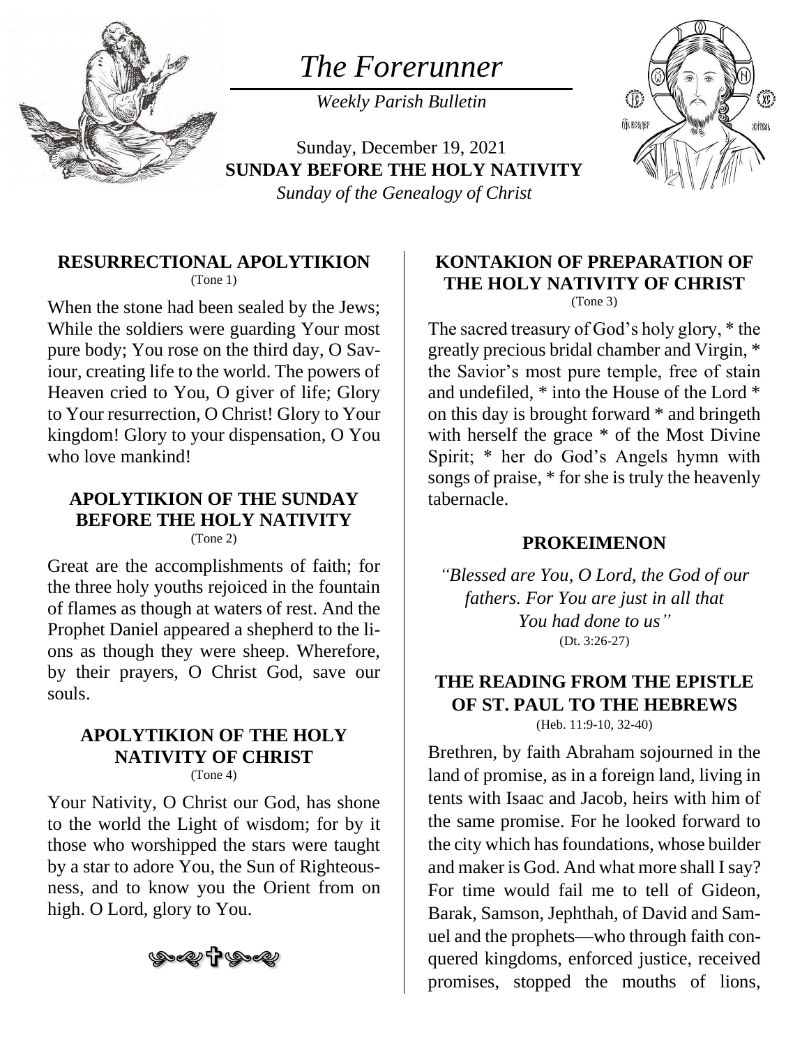# *The Forerunner*

*Weekly Parish Bulletin*

Sunday, December 19, 2021
**SUNDAY BEFORE THE HOLY NATIVITY**
*Sunday of the Genealogy of Christ*

### RESURRECTIONAL APOLYTIKION
(Tone 1)

When the stone had been sealed by the Jews; While the soldiers were guarding Your most pure body; You rose on the third day, O Saviour, creating life to the world. The powers of Heaven cried to You, O giver of life; Glory to Your resurrection, O Christ! Glory to Your kingdom! Glory to your dispensation, O You who love mankind!

### APOLYTIKION OF THE SUNDAY BEFORE THE HOLY NATIVITY
(Tone 2)

Great are the accomplishments of faith; for the three holy youths rejoiced in the fountain of flames as though at waters of rest. And the Prophet Daniel appeared a shepherd to the lions as though they were sheep. Wherefore, by their prayers, O Christ God, save our souls.

### APOLYTIKION OF THE HOLY NATIVITY OF CHRIST
(Tone 4)

Your Nativity, O Christ our God, has shone to the world the Light of wisdom; for by it those who worshipped the stars were taught by a star to adore You, the Sun of Righteousness, and to know you the Orient from on high. O Lord, glory to You.

### KONTAKION OF PREPARATION OF THE HOLY NATIVITY OF CHRIST
(Tone 3)

The sacred treasury of God's holy glory, * the greatly precious bridal chamber and Virgin, * the Savior's most pure temple, free of stain and undefiled, * into the House of the Lord * on this day is brought forward * and bringeth with herself the grace * of the Most Divine Spirit; * her do God's Angels hymn with songs of praise, * for she is truly the heavenly tabernacle.

### PROKEIMENON

*"Blessed are You, O Lord, the God of our fathers. For You are just in all that You had done to us"*
(Dt. 3:26-27)

### THE READING FROM THE EPISTLE OF ST. PAUL TO THE HEBREWS
(Heb. 11:9-10, 32-40)

Brethren, by faith Abraham sojourned in the land of promise, as in a foreign land, living in tents with Isaac and Jacob, heirs with him of the same promise. For he looked forward to the city which has foundations, whose builder and maker is God. And what more shall I say? For time would fail me to tell of Gideon, Barak, Samson, Jephthah, of David and Samuel and the prophets—who through faith conquered kingdoms, enforced justice, received promises, stopped the mouths of lions,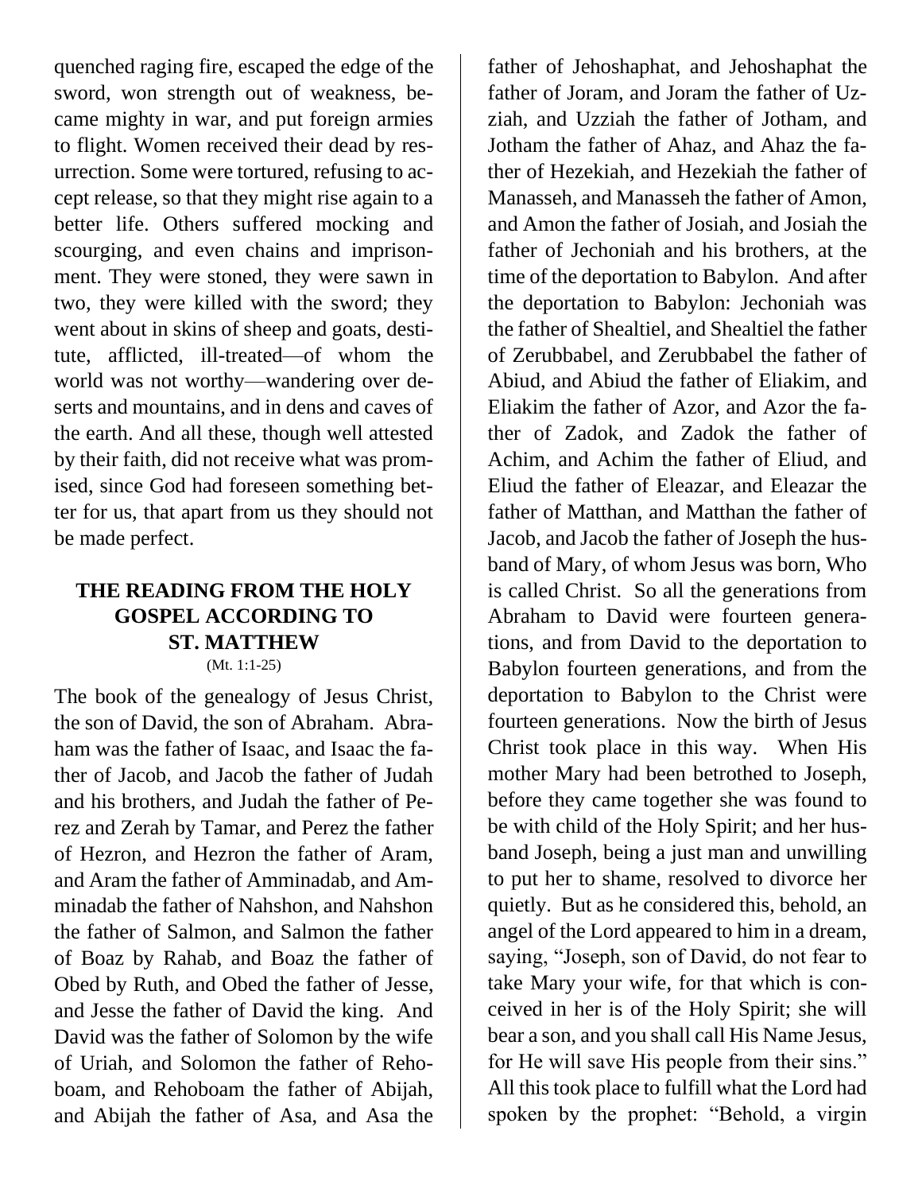quenched raging fire, escaped the edge of the sword, won strength out of weakness, became mighty in war, and put foreign armies to flight. Women received their dead by resurrection. Some were tortured, refusing to accept release, so that they might rise again to a better life. Others suffered mocking and scourging, and even chains and imprisonment. They were stoned, they were sawn in two, they were killed with the sword; they went about in skins of sheep and goats, destitute, afflicted, ill-treated—of whom the world was not worthy—wandering over deserts and mountains, and in dens and caves of the earth. And all these, though well attested by their faith, did not receive what was promised, since God had foreseen something better for us, that apart from us they should not be made perfect.

## THE READING FROM THE HOLY GOSPEL ACCORDING TO ST. MATTHEW

(Mt. 1:1-25)

The book of the genealogy of Jesus Christ, the son of David, the son of Abraham. Abraham was the father of Isaac, and Isaac the father of Jacob, and Jacob the father of Judah and his brothers, and Judah the father of Perez and Zerah by Tamar, and Perez the father of Hezron, and Hezron the father of Aram, and Aram the father of Amminadab, and Amminadab the father of Nahshon, and Nahshon the father of Salmon, and Salmon the father of Boaz by Rahab, and Boaz the father of Obed by Ruth, and Obed the father of Jesse, and Jesse the father of David the king. And David was the father of Solomon by the wife of Uriah, and Solomon the father of Rehoboam, and Rehoboam the father of Abijah, and Abijah the father of Asa, and Asa the father of Jehoshaphat, and Jehoshaphat the father of Joram, and Joram the father of Uzziah, and Uzziah the father of Jotham, and Jotham the father of Ahaz, and Ahaz the father of Hezekiah, and Hezekiah the father of Manasseh, and Manasseh the father of Amon, and Amon the father of Josiah, and Josiah the father of Jechoniah and his brothers, at the time of the deportation to Babylon. And after the deportation to Babylon: Jechoniah was the father of Shealtiel, and Shealtiel the father of Zerubbabel, and Zerubbabel the father of Abiud, and Abiud the father of Eliakim, and Eliakim the father of Azor, and Azor the father of Zadok, and Zadok the father of Achim, and Achim the father of Eliud, and Eliud the father of Eleazar, and Eleazar the father of Matthan, and Matthan the father of Jacob, and Jacob the father of Joseph the husband of Mary, of whom Jesus was born, Who is called Christ. So all the generations from Abraham to David were fourteen generations, and from David to the deportation to Babylon fourteen generations, and from the deportation to Babylon to the Christ were fourteen generations. Now the birth of Jesus Christ took place in this way. When His mother Mary had been betrothed to Joseph, before they came together she was found to be with child of the Holy Spirit; and her husband Joseph, being a just man and unwilling to put her to shame, resolved to divorce her quietly. But as he considered this, behold, an angel of the Lord appeared to him in a dream, saying, "Joseph, son of David, do not fear to take Mary your wife, for that which is conceived in her is of the Holy Spirit; she will bear a son, and you shall call His Name Jesus, for He will save His people from their sins." All this took place to fulfill what the Lord had spoken by the prophet: "Behold, a virgin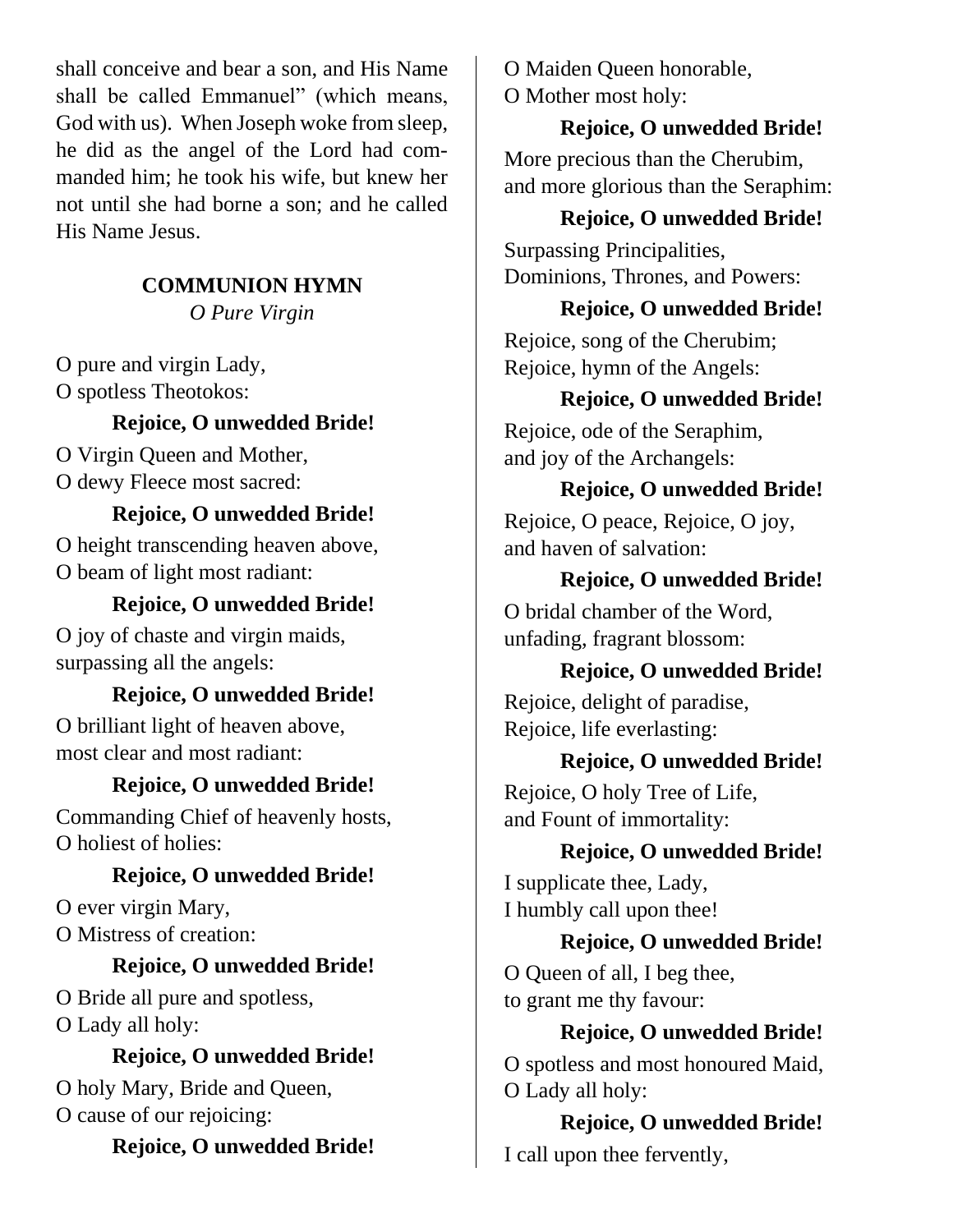shall conceive and bear a son, and His Name shall be called Emmanuel" (which means, God with us). When Joseph woke from sleep, he did as the angel of the Lord had commanded him; he took his wife, but knew her not until she had borne a son; and he called His Name Jesus.

### COMMUNION HYMN

*O Pure Virgin*

O pure and virgin Lady,
O spotless Theotokos:

**Rejoice, O unwedded Bride!**

O Virgin Queen and Mother,
O dewy Fleece most sacred:

**Rejoice, O unwedded Bride!**

O height transcending heaven above,
O beam of light most radiant:

**Rejoice, O unwedded Bride!**

O joy of chaste and virgin maids,
surpassing all the angels:

**Rejoice, O unwedded Bride!**

O brilliant light of heaven above,
most clear and most radiant:

**Rejoice, O unwedded Bride!**

Commanding Chief of heavenly hosts,
O holiest of holies:

**Rejoice, O unwedded Bride!**

O ever virgin Mary,
O Mistress of creation:

**Rejoice, O unwedded Bride!**

O Bride all pure and spotless,
O Lady all holy:

**Rejoice, O unwedded Bride!**

O holy Mary, Bride and Queen,
O cause of our rejoicing:

**Rejoice, O unwedded Bride!**

O Maiden Queen honorable,
O Mother most holy:

**Rejoice, O unwedded Bride!**

More precious than the Cherubim,
and more glorious than the Seraphim:

**Rejoice, O unwedded Bride!**

Surpassing Principalities,
Dominions, Thrones, and Powers:

**Rejoice, O unwedded Bride!**

Rejoice, song of the Cherubim;
Rejoice, hymn of the Angels:

**Rejoice, O unwedded Bride!**

Rejoice, ode of the Seraphim,
and joy of the Archangels:

**Rejoice, O unwedded Bride!**

Rejoice, O peace, Rejoice, O joy,
and haven of salvation:

**Rejoice, O unwedded Bride!**

O bridal chamber of the Word,
unfading, fragrant blossom:

**Rejoice, O unwedded Bride!**

Rejoice, delight of paradise,
Rejoice, life everlasting:

**Rejoice, O unwedded Bride!**

Rejoice, O holy Tree of Life,
and Fount of immortality:

**Rejoice, O unwedded Bride!**

I supplicate thee, Lady,
I humbly call upon thee!

**Rejoice, O unwedded Bride!**

O Queen of all, I beg thee,
to grant me thy favour:

**Rejoice, O unwedded Bride!**

O spotless and most honoured Maid,
O Lady all holy:

**Rejoice, O unwedded Bride!**

I call upon thee fervently,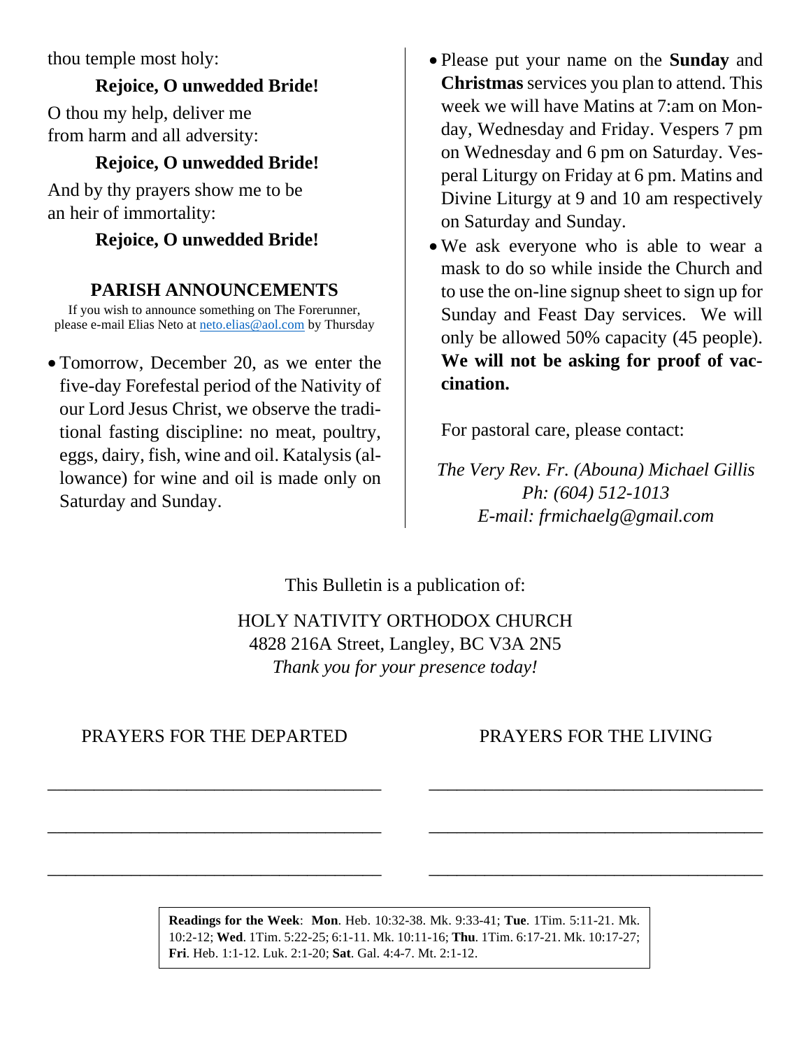thou temple most holy:

**Rejoice, O unwedded Bride!**

O thou my help, deliver me
from harm and all adversity:

**Rejoice, O unwedded Bride!**

And by thy prayers show me to be
an heir of immortality:

**Rejoice, O unwedded Bride!**

## PARISH ANNOUNCEMENTS

If you wish to announce something on The Forerunner, please e-mail Elias Neto at neto.elias@aol.com by Thursday

- Tomorrow, December 20, as we enter the five-day Forefestal period of the Nativity of our Lord Jesus Christ, we observe the traditional fasting discipline: no meat, poultry, eggs, dairy, fish, wine and oil. Katalysis (allowance) for wine and oil is made only on Saturday and Sunday.
- Please put your name on the **Sunday** and **Christmas** services you plan to attend. This week we will have Matins at 7:am on Monday, Wednesday and Friday. Vespers 7 pm on Wednesday and 6 pm on Saturday. Vesperal Liturgy on Friday at 6 pm. Matins and Divine Liturgy at 9 and 10 am respectively on Saturday and Sunday.
- We ask everyone who is able to wear a mask to do so while inside the Church and to use the on-line signup sheet to sign up for Sunday and Feast Day services. We will only be allowed 50% capacity (45 people). **We will not be asking for proof of vaccination.**

For pastoral care, please contact:

*The Very Rev. Fr. (Abouna) Michael Gillis*
*Ph: (604) 512-1013*
*E-mail: frmichaelg@gmail.com*

This Bulletin is a publication of:

HOLY NATIVITY ORTHODOX CHURCH
4828 216A Street, Langley, BC V3A 2N5
*Thank you for your presence today!*

PRAYERS FOR THE DEPARTED

_____________________________________

_____________________________________

_____________________________________

PRAYERS FOR THE LIVING

_____________________________________

_____________________________________

_____________________________________

**Readings for the Week**: **Mon**. Heb. 10:32-38. Mk. 9:33-41; **Tue**. 1Tim. 5:11-21. Mk. 10:2-12; **Wed**. 1Tim. 5:22-25; 6:1-11. Mk. 10:11-16; **Thu**. 1Tim. 6:17-21. Mk. 10:17-27; **Fri**. Heb. 1:1-12. Luk. 2:1-20; **Sat**. Gal. 4:4-7. Mt. 2:1-12.